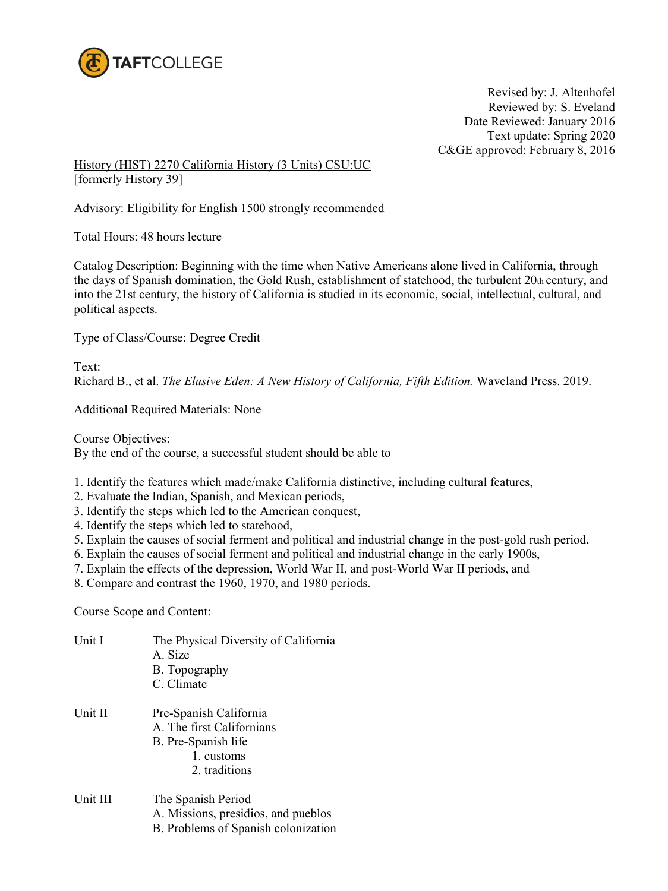TAFTCOLLEGE

Revised by: J. Altenhofel
Reviewed by: S. Eveland
Date Reviewed: January 2016
Text update: Spring 2020
C&GE approved: February 8, 2016

History (HIST) 2270 California History (3 Units) CSU:UC
[formerly History 39]

Advisory: Eligibility for English 1500 strongly recommended

Total Hours: 48 hours lecture

Catalog Description: Beginning with the time when Native Americans alone lived in California, through the days of Spanish domination, the Gold Rush, establishment of statehood, the turbulent 20th century, and into the 21st century, the history of California is studied in its economic, social, intellectual, cultural, and political aspects.

Type of Class/Course: Degree Credit

Text:
Richard B., et al. *The Elusive Eden: A New History of California, Fifth Edition.* Waveland Press. 2019.

Additional Required Materials: None

Course Objectives:
By the end of the course, a successful student should be able to

1. Identify the features which made/make California distinctive, including cultural features,
2. Evaluate the Indian, Spanish, and Mexican periods,
3. Identify the steps which led to the American conquest,
4. Identify the steps which led to statehood,
5. Explain the causes of social ferment and political and industrial change in the post-gold rush period,
6. Explain the causes of social ferment and political and industrial change in the early 1900s,
7. Explain the effects of the depression, World War II, and post-World War II periods, and
8. Compare and contrast the 1960, 1970, and 1980 periods.

Course Scope and Content:

Unit I — The Physical Diversity of California
- A. Size
- B. Topography
- C. Climate

Unit II — Pre-Spanish California
- A. The first Californians
- B. Pre-Spanish life
  1. customs
  2. traditions

Unit III — The Spanish Period
- A. Missions, presidios, and pueblos
- B. Problems of Spanish colonization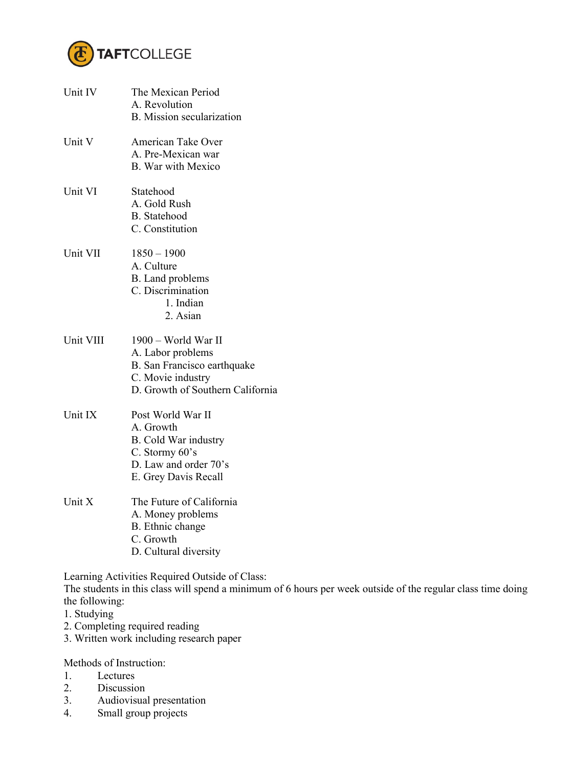Unit IV The Mexican Period
- A. Revolution
- B. Mission secularization

Unit V American Take Over
- A. Pre-Mexican war
- B. War with Mexico

Unit VI Statehood
- A. Gold Rush
- B. Statehood
- C. Constitution

Unit VII 1850 – 1900
- A. Culture
- B. Land problems
- C. Discrimination
  1. Indian
  2. Asian

Unit VIII 1900 – World War II
- A. Labor problems
- B. San Francisco earthquake
- C. Movie industry
- D. Growth of Southern California

Unit IX Post World War II
- A. Growth
- B. Cold War industry
- C. Stormy 60's
- D. Law and order 70's
- E. Grey Davis Recall

Unit X The Future of California
- A. Money problems
- B. Ethnic change
- C. Growth
- D. Cultural diversity

Learning Activities Required Outside of Class:
The students in this class will spend a minimum of 6 hours per week outside of the regular class time doing the following:
1. Studying
2. Completing required reading
3. Written work including research paper

Methods of Instruction:
1. Lectures
2. Discussion
3. Audiovisual presentation
4. Small group projects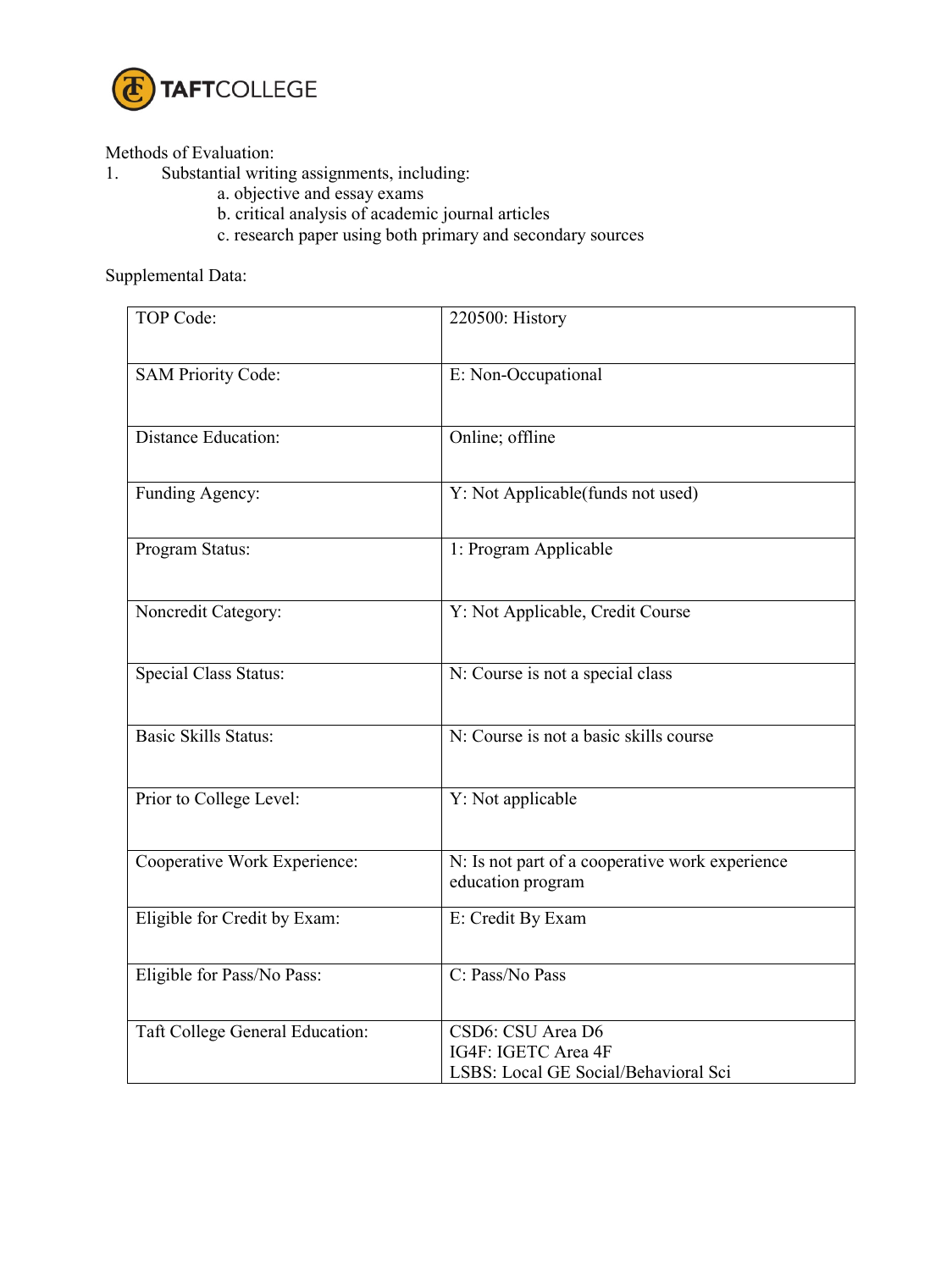Methods of Evaluation:

1. Substantial writing assignments, including:
    a. objective and essay exams
    b. critical analysis of academic journal articles
    c. research paper using both primary and secondary sources

Supplemental Data:

| | |
|---|---|
| TOP Code: | 220500: History |
| SAM Priority Code: | E: Non-Occupational |
| Distance Education: | Online; offline |
| Funding Agency: | Y: Not Applicable(funds not used) |
| Program Status: | 1: Program Applicable |
| Noncredit Category: | Y: Not Applicable, Credit Course |
| Special Class Status: | N: Course is not a special class |
| Basic Skills Status: | N: Course is not a basic skills course |
| Prior to College Level: | Y: Not applicable |
| Cooperative Work Experience: | N: Is not part of a cooperative work experience education program |
| Eligible for Credit by Exam: | E: Credit By Exam |
| Eligible for Pass/No Pass: | C: Pass/No Pass |
| Taft College General Education: | CSD6: CSU Area D6<br>IG4F: IGETC Area 4F<br>LSBS: Local GE Social/Behavioral Sci |